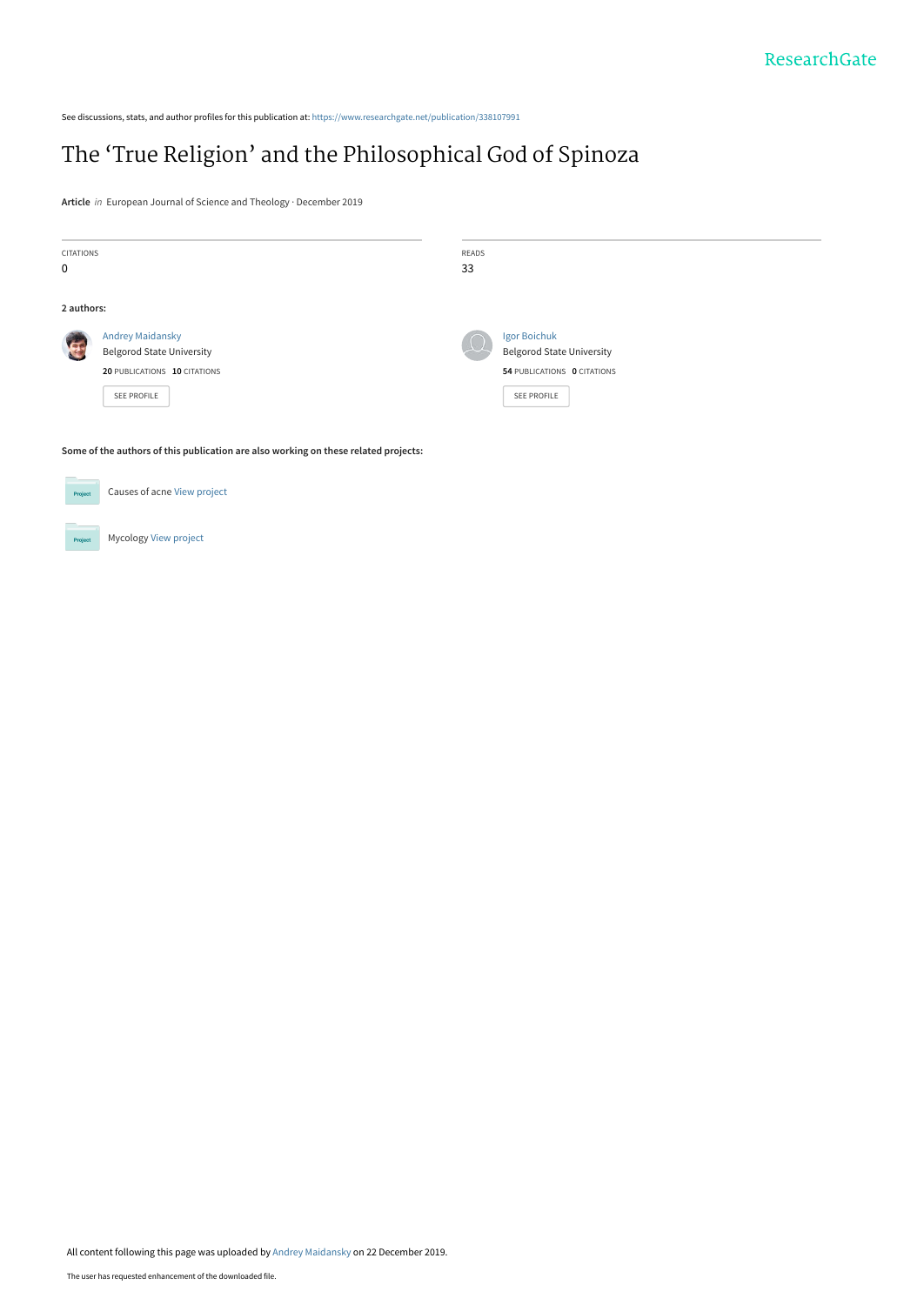See discussions, stats, and author profiles for this publication at: https://www.researchgate.net/publication/338107991

# The 'True Religion' and the Philosophical God of Spinoza

**Article** *in* European Journal of Science and Theology · December 2019

CITATIONS
0

READS
33

**2 authors:**

Andrey Maidansky
Belgorod State University
**20** PUBLICATIONS **10** CITATIONS
SEE PROFILE

Igor Boichuk
Belgorod State University
**54** PUBLICATIONS **0** CITATIONS
SEE PROFILE

**Some of the authors of this publication are also working on these related projects:**

Causes of acne View project

Mycology View project

All content following this page was uploaded by Andrey Maidansky on 22 December 2019.

The user has requested enhancement of the downloaded file.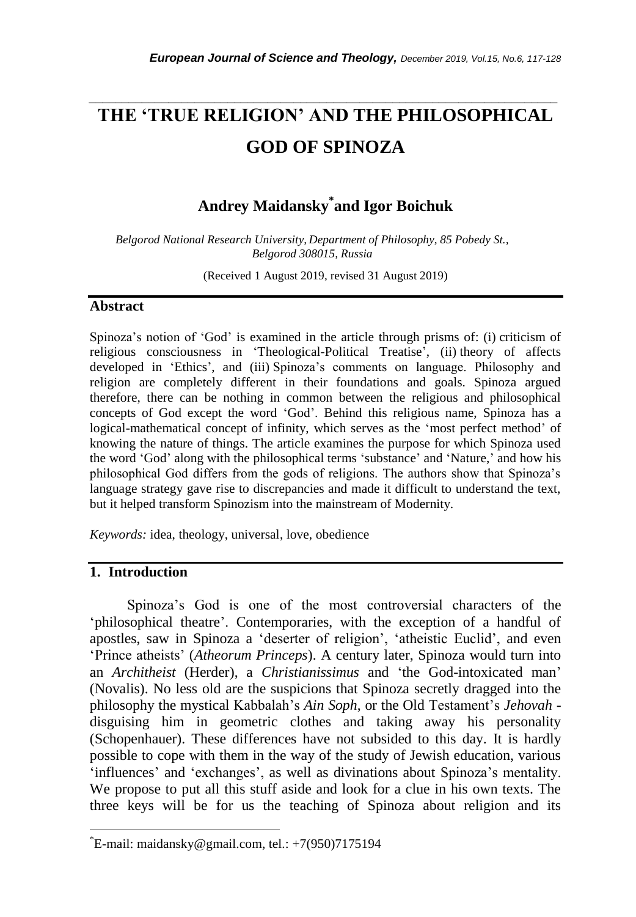# THE 'TRUE RELIGION' AND THE PHILOSOPHICAL GOD OF SPINOZA

**Andrey Maidansky*and Igor Boichuk**

*Belgorod National Research University, Department of Philosophy, 85 Pobedy St., Belgorod 308015, Russia*

(Received 1 August 2019, revised 31 August 2019)

## Abstract

Spinoza's notion of 'God' is examined in the article through prisms of: (i) criticism of religious consciousness in 'Theological-Political Treatise', (ii) theory of affects developed in 'Ethics', and (iii) Spinoza's comments on language. Philosophy and religion are completely different in their foundations and goals. Spinoza argued therefore, there can be nothing in common between the religious and philosophical concepts of God except the word 'God'. Behind this religious name, Spinoza has a logical-mathematical concept of infinity, which serves as the 'most perfect method' of knowing the nature of things. The article examines the purpose for which Spinoza used the word 'God' along with the philosophical terms 'substance' and 'Nature,' and how his philosophical God differs from the gods of religions. The authors show that Spinoza's language strategy gave rise to discrepancies and made it difficult to understand the text, but it helped transform Spinozism into the mainstream of Modernity.

*Keywords:* idea, theology, universal, love, obedience

## 1. Introduction

Spinoza's God is one of the most controversial characters of the 'philosophical theatre'. Contemporaries, with the exception of a handful of apostles, saw in Spinoza a 'deserter of religion', 'atheistic Euclid', and even 'Prince atheists' (*Atheorum Princeps*). A century later, Spinoza would turn into an *Architheist* (Herder), a *Christianissimus* and 'the God-intoxicated man' (Novalis). No less old are the suspicions that Spinoza secretly dragged into the philosophy the mystical Kabbalah's *Ain Soph*, or the Old Testament's *Jehovah* - disguising him in geometric clothes and taking away his personality (Schopenhauer). These differences have not subsided to this day. It is hardly possible to cope with them in the way of the study of Jewish education, various 'influences' and 'exchanges', as well as divinations about Spinoza's mentality. We propose to put all this stuff aside and look for a clue in his own texts. The three keys will be for us the teaching of Spinoza about religion and its

*E-mail: maidansky@gmail.com, tel.: +7(950)7175194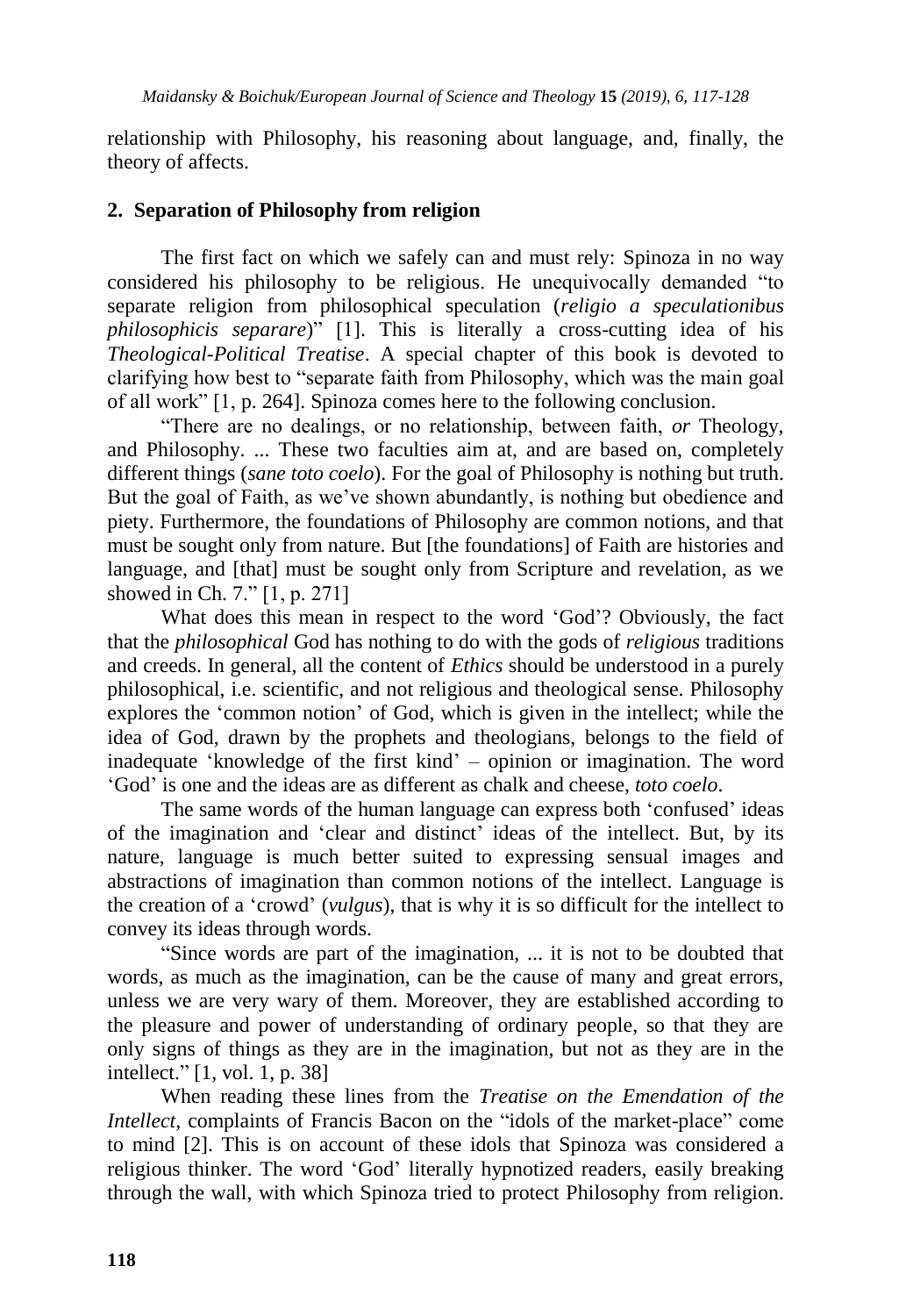relationship with Philosophy, his reasoning about language, and, finally, the theory of affects.

## 2. Separation of Philosophy from religion

The first fact on which we safely can and must rely: Spinoza in no way considered his philosophy to be religious. He unequivocally demanded "to separate religion from philosophical speculation (*religio a speculationibus philosophicis separare*)" [1]. This is literally a cross-cutting idea of his *Theological-Political Treatise*. A special chapter of this book is devoted to clarifying how best to "separate faith from Philosophy, which was the main goal of all work" [1, p. 264]. Spinoza comes here to the following conclusion.

"There are no dealings, or no relationship, between faith, *or* Theology, and Philosophy. ... These two faculties aim at, and are based on, completely different things (*sane toto coelo*). For the goal of Philosophy is nothing but truth. But the goal of Faith, as we've shown abundantly, is nothing but obedience and piety. Furthermore, the foundations of Philosophy are common notions, and that must be sought only from nature. But [the foundations] of Faith are histories and language, and [that] must be sought only from Scripture and revelation, as we showed in Ch. 7." [1, p. 271]

What does this mean in respect to the word 'God'? Obviously, the fact that the *philosophical* God has nothing to do with the gods of *religious* traditions and creeds. In general, all the content of *Ethics* should be understood in a purely philosophical, i.e. scientific, and not religious and theological sense. Philosophy explores the 'common notion' of God, which is given in the intellect; while the idea of God, drawn by the prophets and theologians, belongs to the field of inadequate 'knowledge of the first kind' – opinion or imagination. The word 'God' is one and the ideas are as different as chalk and cheese, *toto coelo*.

The same words of the human language can express both 'confused' ideas of the imagination and 'clear and distinct' ideas of the intellect. But, by its nature, language is much better suited to expressing sensual images and abstractions of imagination than common notions of the intellect. Language is the creation of a 'crowd' (*vulgus*), that is why it is so difficult for the intellect to convey its ideas through words.

"Since words are part of the imagination, ... it is not to be doubted that words, as much as the imagination, can be the cause of many and great errors, unless we are very wary of them. Moreover, they are established according to the pleasure and power of understanding of ordinary people, so that they are only signs of things as they are in the imagination, but not as they are in the intellect." [1, vol. 1, p. 38]

When reading these lines from the *Treatise on the Emendation of the Intellect*, complaints of Francis Bacon on the "idols of the market-place" come to mind [2]. This is on account of these idols that Spinoza was considered a religious thinker. The word 'God' literally hypnotized readers, easily breaking through the wall, with which Spinoza tried to protect Philosophy from religion.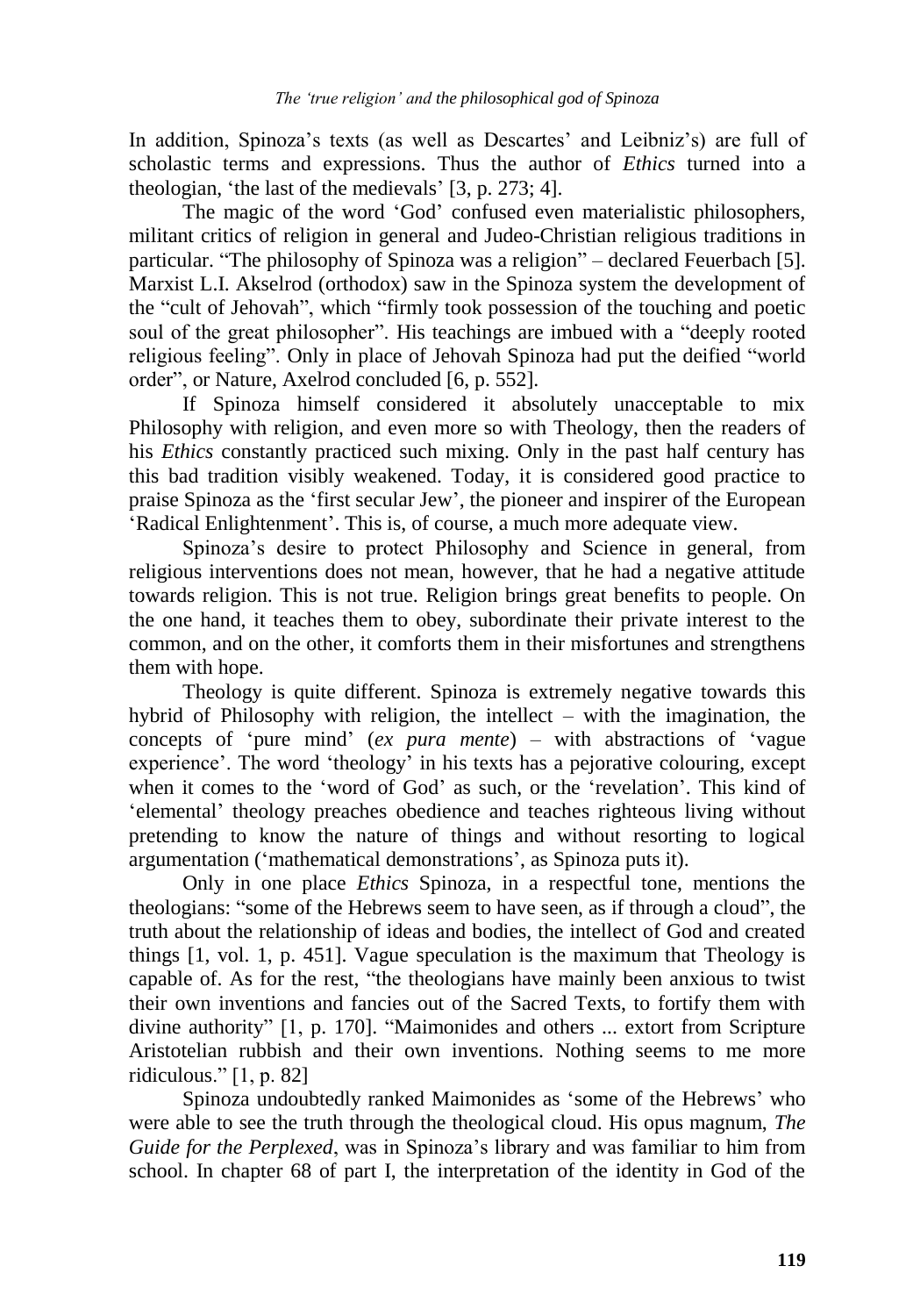In addition, Spinoza's texts (as well as Descartes' and Leibniz's) are full of scholastic terms and expressions. Thus the author of *Ethics* turned into a theologian, 'the last of the medievals' [3, p. 273; 4].

The magic of the word 'God' confused even materialistic philosophers, militant critics of religion in general and Judeo-Christian religious traditions in particular. "The philosophy of Spinoza was a religion" – declared Feuerbach [5]. Marxist L.I. Akselrod (orthodox) saw in the Spinoza system the development of the "cult of Jehovah", which "firmly took possession of the touching and poetic soul of the great philosopher". His teachings are imbued with a "deeply rooted religious feeling". Only in place of Jehovah Spinoza had put the deified "world order", or Nature, Axelrod concluded [6, p. 552].

If Spinoza himself considered it absolutely unacceptable to mix Philosophy with religion, and even more so with Theology, then the readers of his *Ethics* constantly practiced such mixing. Only in the past half century has this bad tradition visibly weakened. Today, it is considered good practice to praise Spinoza as the 'first secular Jew', the pioneer and inspirer of the European 'Radical Enlightenment'. This is, of course, a much more adequate view.

Spinoza's desire to protect Philosophy and Science in general, from religious interventions does not mean, however, that he had a negative attitude towards religion. This is not true. Religion brings great benefits to people. On the one hand, it teaches them to obey, subordinate their private interest to the common, and on the other, it comforts them in their misfortunes and strengthens them with hope.

Theology is quite different. Spinoza is extremely negative towards this hybrid of Philosophy with religion, the intellect – with the imagination, the concepts of 'pure mind' (*ex pura mente*) – with abstractions of 'vague experience'. The word 'theology' in his texts has a pejorative colouring, except when it comes to the 'word of God' as such, or the 'revelation'. This kind of 'elemental' theology preaches obedience and teaches righteous living without pretending to know the nature of things and without resorting to logical argumentation ('mathematical demonstrations', as Spinoza puts it).

Only in one place *Ethics* Spinoza, in a respectful tone, mentions the theologians: "some of the Hebrews seem to have seen, as if through a cloud", the truth about the relationship of ideas and bodies, the intellect of God and created things [1, vol. 1, p. 451]. Vague speculation is the maximum that Theology is capable of. As for the rest, "the theologians have mainly been anxious to twist their own inventions and fancies out of the Sacred Texts, to fortify them with divine authority" [1, p. 170]. "Maimonides and others ... extort from Scripture Aristotelian rubbish and their own inventions. Nothing seems to me more ridiculous." [1, p. 82]

Spinoza undoubtedly ranked Maimonides as 'some of the Hebrews' who were able to see the truth through the theological cloud. His opus magnum, *The Guide for the Perplexed*, was in Spinoza's library and was familiar to him from school. In chapter 68 of part I, the interpretation of the identity in God of the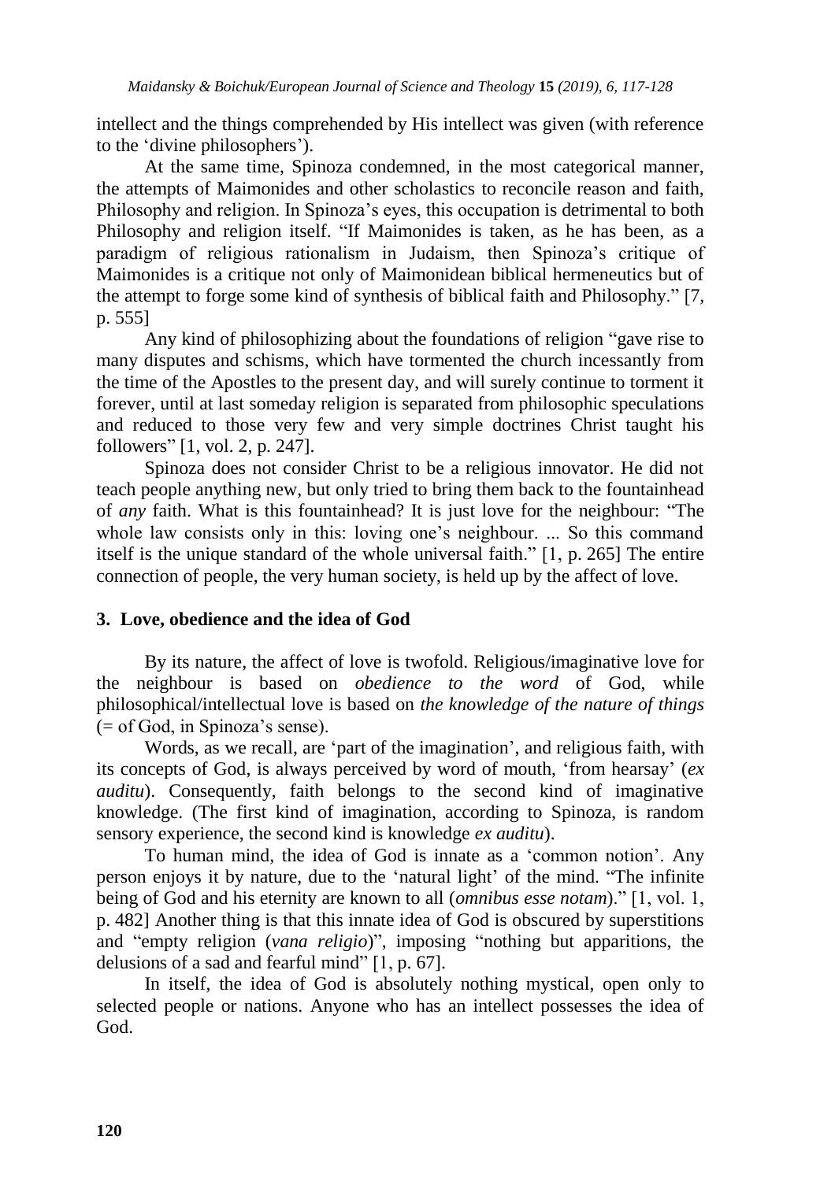intellect and the things comprehended by His intellect was given (with reference to the 'divine philosophers').

At the same time, Spinoza condemned, in the most categorical manner, the attempts of Maimonides and other scholastics to reconcile reason and faith, Philosophy and religion. In Spinoza's eyes, this occupation is detrimental to both Philosophy and religion itself. "If Maimonides is taken, as he has been, as a paradigm of religious rationalism in Judaism, then Spinoza's critique of Maimonides is a critique not only of Maimonidean biblical hermeneutics but of the attempt to forge some kind of synthesis of biblical faith and Philosophy." [7, p. 555]

Any kind of philosophizing about the foundations of religion "gave rise to many disputes and schisms, which have tormented the church incessantly from the time of the Apostles to the present day, and will surely continue to torment it forever, until at last someday religion is separated from philosophic speculations and reduced to those very few and very simple doctrines Christ taught his followers" [1, vol. 2, p. 247].

Spinoza does not consider Christ to be a religious innovator. He did not teach people anything new, but only tried to bring them back to the fountainhead of *any* faith. What is this fountainhead? It is just love for the neighbour: "The whole law consists only in this: loving one's neighbour. ... So this command itself is the unique standard of the whole universal faith." [1, p. 265] The entire connection of people, the very human society, is held up by the affect of love.

## 3. Love, obedience and the idea of God

By its nature, the affect of love is twofold. Religious/imaginative love for the neighbour is based on *obedience to the word* of God, while philosophical/intellectual love is based on *the knowledge of the nature of things* (= of God, in Spinoza's sense).

Words, as we recall, are 'part of the imagination', and religious faith, with its concepts of God, is always perceived by word of mouth, 'from hearsay' (*ex auditu*). Consequently, faith belongs to the second kind of imaginative knowledge. (The first kind of imagination, according to Spinoza, is random sensory experience, the second kind is knowledge *ex auditu*).

To human mind, the idea of God is innate as a 'common notion'. Any person enjoys it by nature, due to the 'natural light' of the mind. "The infinite being of God and his eternity are known to all (*omnibus esse notam*)." [1, vol. 1, p. 482] Another thing is that this innate idea of God is obscured by superstitions and "empty religion (*vana religio*)", imposing "nothing but apparitions, the delusions of a sad and fearful mind" [1, p. 67].

In itself, the idea of God is absolutely nothing mystical, open only to selected people or nations. Anyone who has an intellect possesses the idea of God.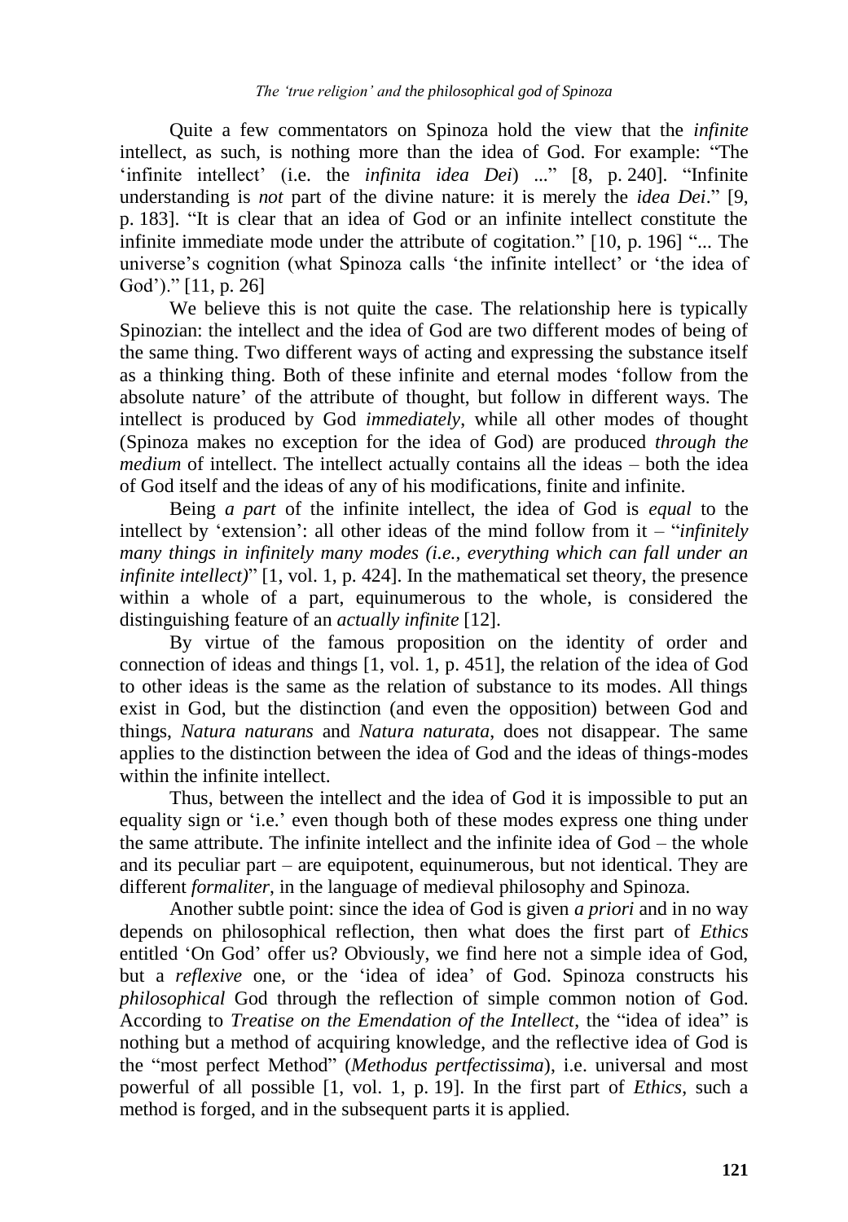Quite a few commentators on Spinoza hold the view that the *infinite* intellect, as such, is nothing more than the idea of God. For example: “The ‘infinite intellect’ (i.e. the *infinita idea Dei*) ...” [8, p. 240]. “Infinite understanding is *not* part of the divine nature: it is merely the *idea Dei*.” [9, p. 183]. “It is clear that an idea of God or an infinite intellect constitute the infinite immediate mode under the attribute of cogitation.” [10, p. 196] “... The universe’s cognition (what Spinoza calls ‘the infinite intellect’ or ‘the idea of God’).” [11, p. 26]

We believe this is not quite the case. The relationship here is typically Spinozian: the intellect and the idea of God are two different modes of being of the same thing. Two different ways of acting and expressing the substance itself as a thinking thing. Both of these infinite and eternal modes ‘follow from the absolute nature’ of the attribute of thought, but follow in different ways. The intellect is produced by God *immediately*, while all other modes of thought (Spinoza makes no exception for the idea of God) are produced *through the medium* of intellect. The intellect actually contains all the ideas – both the idea of God itself and the ideas of any of his modifications, finite and infinite.

Being *a part* of the infinite intellect, the idea of God is *equal* to the intellect by ‘extension’: all other ideas of the mind follow from it – “*infinitely many things in infinitely many modes (i.e., everything which can fall under an infinite intellect)*” [1, vol. 1, p. 424]. In the mathematical set theory, the presence within a whole of a part, equinumerous to the whole, is considered the distinguishing feature of an *actually infinite* [12].

By virtue of the famous proposition on the identity of order and connection of ideas and things [1, vol. 1, p. 451], the relation of the idea of God to other ideas is the same as the relation of substance to its modes. All things exist in God, but the distinction (and even the opposition) between God and things, *Natura naturans* and *Natura naturata*, does not disappear. The same applies to the distinction between the idea of God and the ideas of things-modes within the infinite intellect.

Thus, between the intellect and the idea of God it is impossible to put an equality sign or ‘i.e.’ even though both of these modes express one thing under the same attribute. The infinite intellect and the infinite idea of God – the whole and its peculiar part – are equipotent, equinumerous, but not identical. They are different *formaliter*, in the language of medieval philosophy and Spinoza.

Another subtle point: since the idea of God is given *a priori* and in no way depends on philosophical reflection, then what does the first part of *Ethics* entitled ‘On God’ offer us? Obviously, we find here not a simple idea of God, but a *reflexive* one, or the ‘idea of idea’ of God. Spinoza constructs his *philosophical* God through the reflection of simple common notion of God. According to *Treatise on the Emendation of the Intellect*, the “idea of idea” is nothing but a method of acquiring knowledge, and the reflective idea of God is the “most perfect Method” (*Methodus pertfectissima*), i.e. universal and most powerful of all possible [1, vol. 1, p. 19]. In the first part of *Ethics*, such a method is forged, and in the subsequent parts it is applied.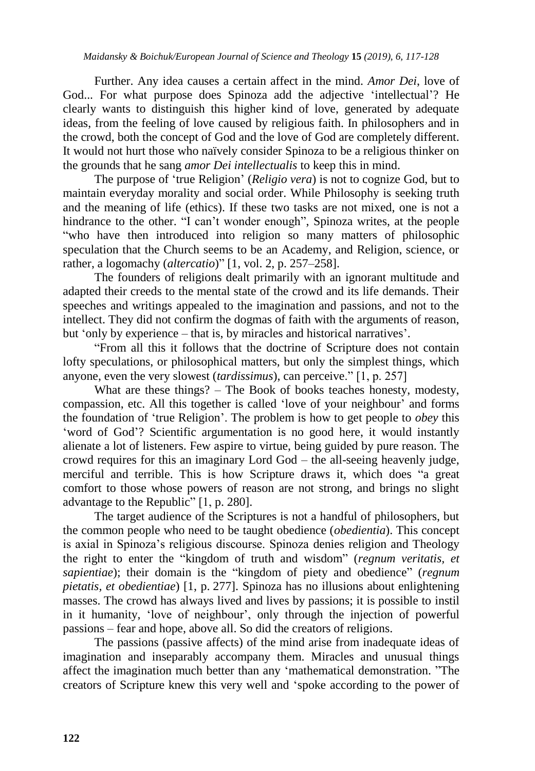Further. Any idea causes a certain affect in the mind. *Amor Dei*, love of God... For what purpose does Spinoza add the adjective 'intellectual'? He clearly wants to distinguish this higher kind of love, generated by adequate ideas, from the feeling of love caused by religious faith. In philosophers and in the crowd, both the concept of God and the love of God are completely different. It would not hurt those who naïvely consider Spinoza to be a religious thinker on the grounds that he sang *amor Dei intellectualis* to keep this in mind.

The purpose of 'true Religion' (*Religio vera*) is not to cognize God, but to maintain everyday morality and social order. While Philosophy is seeking truth and the meaning of life (ethics). If these two tasks are not mixed, one is not a hindrance to the other. "I can't wonder enough", Spinoza writes, at the people "who have then introduced into religion so many matters of philosophic speculation that the Church seems to be an Academy, and Religion, science, or rather, a logomachy (*altercatio*)" [1, vol. 2, p. 257–258].

The founders of religions dealt primarily with an ignorant multitude and adapted their creeds to the mental state of the crowd and its life demands. Their speeches and writings appealed to the imagination and passions, and not to the intellect. They did not confirm the dogmas of faith with the arguments of reason, but 'only by experience – that is, by miracles and historical narratives'.

"From all this it follows that the doctrine of Scripture does not contain lofty speculations, or philosophical matters, but only the simplest things, which anyone, even the very slowest (*tardissimus*), can perceive." [1, p. 257]

What are these things? – The Book of books teaches honesty, modesty, compassion, etc. All this together is called 'love of your neighbour' and forms the foundation of 'true Religion'. The problem is how to get people to *obey* this 'word of God'? Scientific argumentation is no good here, it would instantly alienate a lot of listeners. Few aspire to virtue, being guided by pure reason. The crowd requires for this an imaginary Lord God – the all-seeing heavenly judge, merciful and terrible. This is how Scripture draws it, which does "a great comfort to those whose powers of reason are not strong, and brings no slight advantage to the Republic" [1, p. 280].

The target audience of the Scriptures is not a handful of philosophers, but the common people who need to be taught obedience (*obedientia*). This concept is axial in Spinoza's religious discourse. Spinoza denies religion and Theology the right to enter the "kingdom of truth and wisdom" (*regnum veritatis, et sapientiae*); their domain is the "kingdom of piety and obedience" (*regnum pietatis, et obedientiae*) [1, p. 277]. Spinoza has no illusions about enlightening masses. The crowd has always lived and lives by passions; it is possible to instil in it humanity, 'love of neighbour', only through the injection of powerful passions – fear and hope, above all. So did the creators of religions.

The passions (passive affects) of the mind arise from inadequate ideas of imagination and inseparably accompany them. Miracles and unusual things affect the imagination much better than any 'mathematical demonstration. "The creators of Scripture knew this very well and 'spoke according to the power of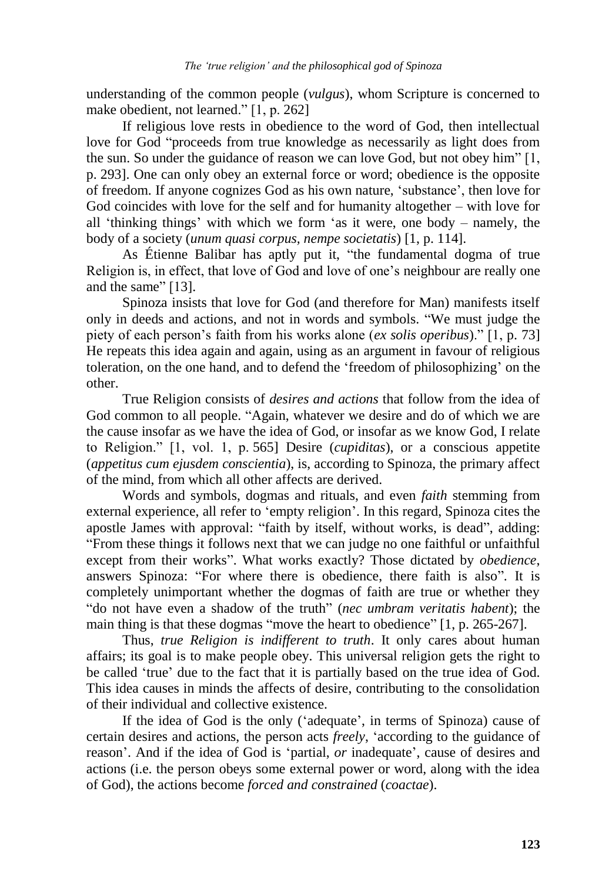understanding of the common people (*vulgus*), whom Scripture is concerned to make obedient, not learned." [1, p. 262]

If religious love rests in obedience to the word of God, then intellectual love for God "proceeds from true knowledge as necessarily as light does from the sun. So under the guidance of reason we can love God, but not obey him" [1, p. 293]. One can only obey an external force or word; obedience is the opposite of freedom. If anyone cognizes God as his own nature, 'substance', then love for God coincides with love for the self and for humanity altogether – with love for all 'thinking things' with which we form 'as it were, one body – namely, the body of a society (*unum quasi corpus, nempe societatis*) [1, p. 114].

As Étienne Balibar has aptly put it, "the fundamental dogma of true Religion is, in effect, that love of God and love of one's neighbour are really one and the same" [13].

Spinoza insists that love for God (and therefore for Man) manifests itself only in deeds and actions, and not in words and symbols. "We must judge the piety of each person's faith from his works alone (*ex solis operibus*)." [1, p. 73] He repeats this idea again and again, using as an argument in favour of religious toleration, on the one hand, and to defend the 'freedom of philosophizing' on the other.

True Religion consists of *desires and actions* that follow from the idea of God common to all people. "Again, whatever we desire and do of which we are the cause insofar as we have the idea of God, or insofar as we know God, I relate to Religion." [1, vol. 1, p. 565] Desire (*cupiditas*), or a conscious appetite (*appetitus cum ejusdem conscientia*), is, according to Spinoza, the primary affect of the mind, from which all other affects are derived.

Words and symbols, dogmas and rituals, and even *faith* stemming from external experience, all refer to 'empty religion'. In this regard, Spinoza cites the apostle James with approval: "faith by itself, without works, is dead", adding: "From these things it follows next that we can judge no one faithful or unfaithful except from their works". What works exactly? Those dictated by *obedience*, answers Spinoza: "For where there is obedience, there faith is also". It is completely unimportant whether the dogmas of faith are true or whether they "do not have even a shadow of the truth" (*nec umbram veritatis habent*); the main thing is that these dogmas "move the heart to obedience" [1, p. 265-267].

Thus, *true Religion is indifferent to truth*. It only cares about human affairs; its goal is to make people obey. This universal religion gets the right to be called 'true' due to the fact that it is partially based on the true idea of God. This idea causes in minds the affects of desire, contributing to the consolidation of their individual and collective existence.

If the idea of God is the only ('adequate', in terms of Spinoza) cause of certain desires and actions, the person acts *freely*, 'according to the guidance of reason'. And if the idea of God is 'partial, *or* inadequate', cause of desires and actions (i.e. the person obeys some external power or word, along with the idea of God), the actions become *forced and constrained* (*coactae*).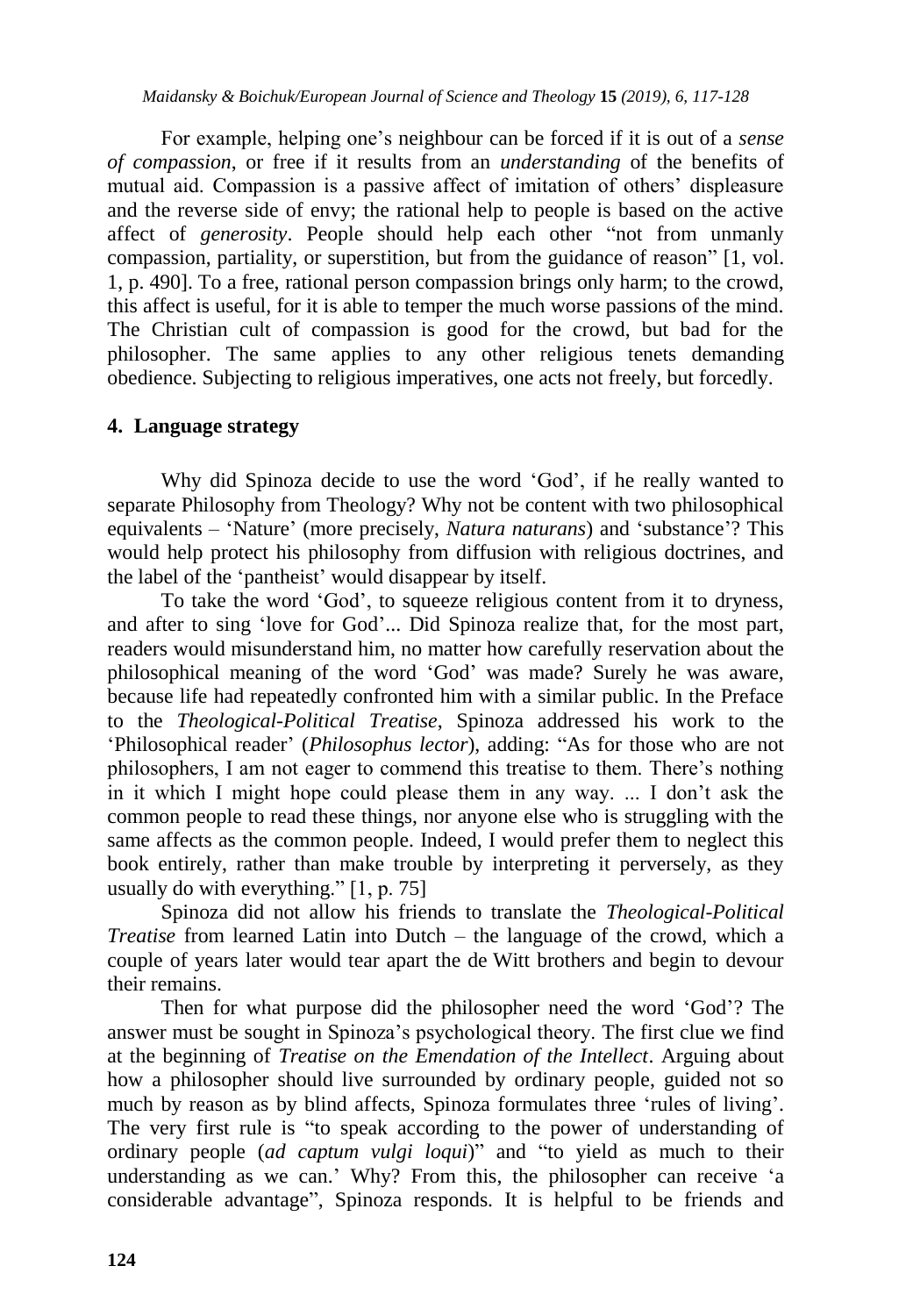For example, helping one's neighbour can be forced if it is out of a *sense of compassion*, or free if it results from an *understanding* of the benefits of mutual aid. Compassion is a passive affect of imitation of others' displeasure and the reverse side of envy; the rational help to people is based on the active affect of *generosity*. People should help each other "not from unmanly compassion, partiality, or superstition, but from the guidance of reason" [1, vol. 1, p. 490]. To a free, rational person compassion brings only harm; to the crowd, this affect is useful, for it is able to temper the much worse passions of the mind. The Christian cult of compassion is good for the crowd, but bad for the philosopher. The same applies to any other religious tenets demanding obedience. Subjecting to religious imperatives, one acts not freely, but forcedly.

## 4. Language strategy

Why did Spinoza decide to use the word 'God', if he really wanted to separate Philosophy from Theology? Why not be content with two philosophical equivalents – 'Nature' (more precisely, *Natura naturans*) and 'substance'? This would help protect his philosophy from diffusion with religious doctrines, and the label of the 'pantheist' would disappear by itself.

To take the word 'God', to squeeze religious content from it to dryness, and after to sing 'love for God'... Did Spinoza realize that, for the most part, readers would misunderstand him, no matter how carefully reservation about the philosophical meaning of the word 'God' was made? Surely he was aware, because life had repeatedly confronted him with a similar public. In the Preface to the *Theological-Political Treatise*, Spinoza addressed his work to the 'Philosophical reader' (*Philosophus lector*), adding: "As for those who are not philosophers, I am not eager to commend this treatise to them. There's nothing in it which I might hope could please them in any way. ... I don't ask the common people to read these things, nor anyone else who is struggling with the same affects as the common people. Indeed, I would prefer them to neglect this book entirely, rather than make trouble by interpreting it perversely, as they usually do with everything." [1, p. 75]

Spinoza did not allow his friends to translate the *Theological-Political Treatise* from learned Latin into Dutch – the language of the crowd, which a couple of years later would tear apart the de Witt brothers and begin to devour their remains.

Then for what purpose did the philosopher need the word 'God'? The answer must be sought in Spinoza's psychological theory. The first clue we find at the beginning of *Treatise on the Emendation of the Intellect*. Arguing about how a philosopher should live surrounded by ordinary people, guided not so much by reason as by blind affects, Spinoza formulates three 'rules of living'. The very first rule is "to speak according to the power of understanding of ordinary people (*ad captum vulgi loqui*)" and "to yield as much to their understanding as we can.' Why? From this, the philosopher can receive 'a considerable advantage", Spinoza responds. It is helpful to be friends and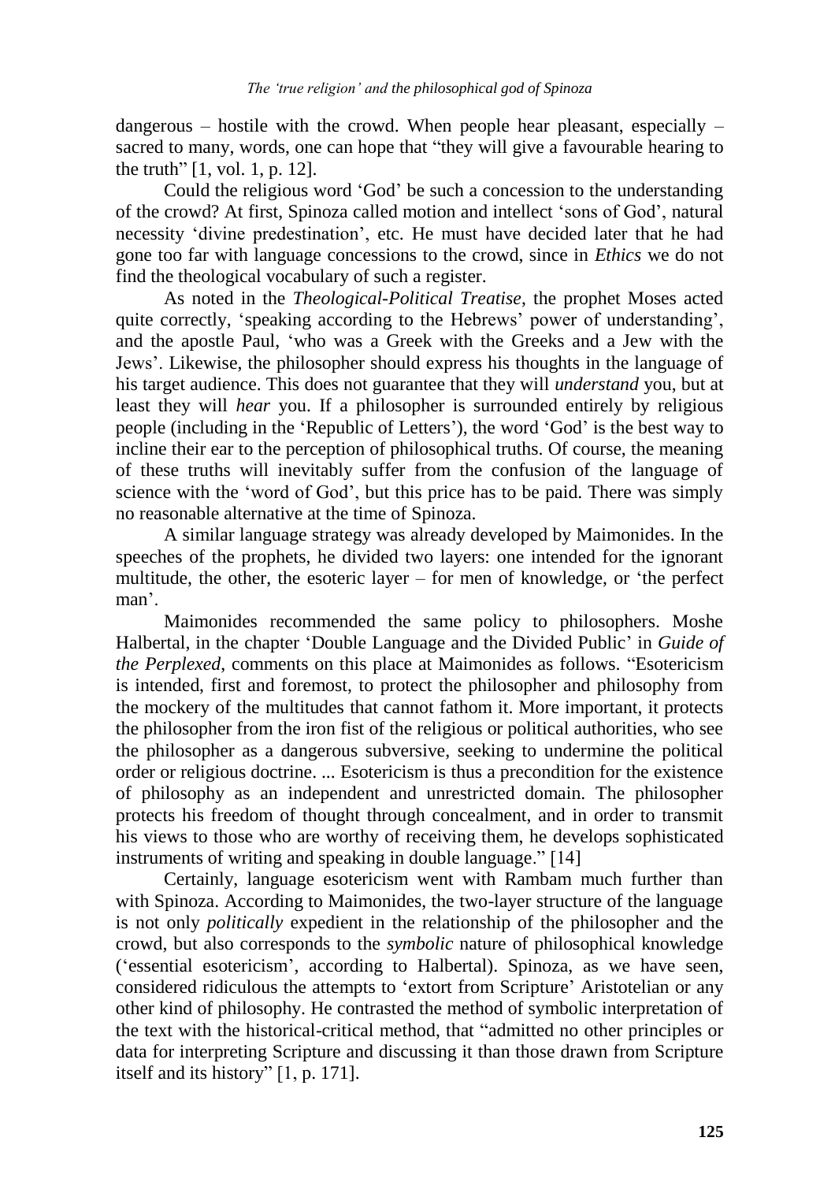dangerous – hostile with the crowd. When people hear pleasant, especially – sacred to many, words, one can hope that "they will give a favourable hearing to the truth" [1, vol. 1, p. 12].

Could the religious word 'God' be such a concession to the understanding of the crowd? At first, Spinoza called motion and intellect 'sons of God', natural necessity 'divine predestination', etc. He must have decided later that he had gone too far with language concessions to the crowd, since in *Ethics* we do not find the theological vocabulary of such a register.

As noted in the *Theological-Political Treatise*, the prophet Moses acted quite correctly, 'speaking according to the Hebrews' power of understanding', and the apostle Paul, 'who was a Greek with the Greeks and a Jew with the Jews'. Likewise, the philosopher should express his thoughts in the language of his target audience. This does not guarantee that they will *understand* you, but at least they will *hear* you. If a philosopher is surrounded entirely by religious people (including in the 'Republic of Letters'), the word 'God' is the best way to incline their ear to the perception of philosophical truths. Of course, the meaning of these truths will inevitably suffer from the confusion of the language of science with the 'word of God', but this price has to be paid. There was simply no reasonable alternative at the time of Spinoza.

A similar language strategy was already developed by Maimonides. In the speeches of the prophets, he divided two layers: one intended for the ignorant multitude, the other, the esoteric layer – for men of knowledge, or 'the perfect man'.

Maimonides recommended the same policy to philosophers. Moshe Halbertal, in the chapter 'Double Language and the Divided Public' in *Guide of the Perplexed*, comments on this place at Maimonides as follows. "Esotericism is intended, first and foremost, to protect the philosopher and philosophy from the mockery of the multitudes that cannot fathom it. More important, it protects the philosopher from the iron fist of the religious or political authorities, who see the philosopher as a dangerous subversive, seeking to undermine the political order or religious doctrine. ... Esotericism is thus a precondition for the existence of philosophy as an independent and unrestricted domain. The philosopher protects his freedom of thought through concealment, and in order to transmit his views to those who are worthy of receiving them, he develops sophisticated instruments of writing and speaking in double language." [14]

Certainly, language esotericism went with Rambam much further than with Spinoza. According to Maimonides, the two-layer structure of the language is not only *politically* expedient in the relationship of the philosopher and the crowd, but also corresponds to the *symbolic* nature of philosophical knowledge ('essential esotericism', according to Halbertal). Spinoza, as we have seen, considered ridiculous the attempts to 'extort from Scripture' Aristotelian or any other kind of philosophy. He contrasted the method of symbolic interpretation of the text with the historical-critical method, that "admitted no other principles or data for interpreting Scripture and discussing it than those drawn from Scripture itself and its history" [1, p. 171].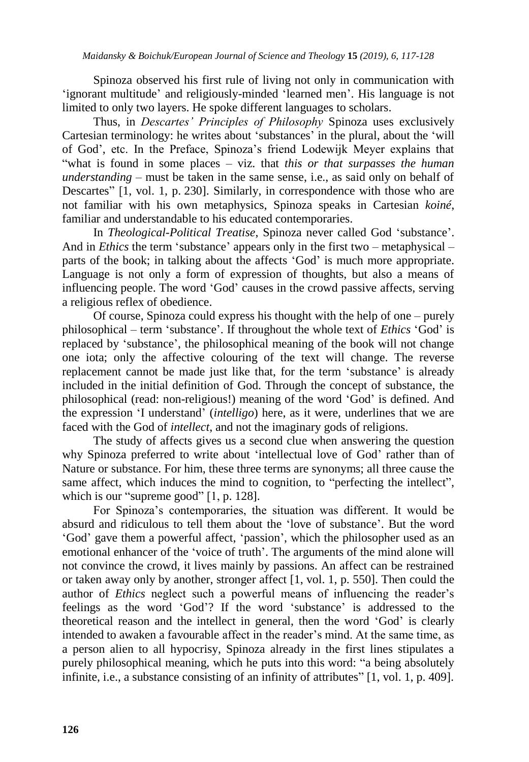Spinoza observed his first rule of living not only in communication with 'ignorant multitude' and religiously-minded 'learned men'. His language is not limited to only two layers. He spoke different languages to scholars.

Thus, in *Descartes' Principles of Philosophy* Spinoza uses exclusively Cartesian terminology: he writes about 'substances' in the plural, about the 'will of God', etc. In the Preface, Spinoza's friend Lodewijk Meyer explains that "what is found in some places – viz. that *this or that surpasses the human understanding* – must be taken in the same sense, i.e., as said only on behalf of Descartes" [1, vol. 1, p. 230]. Similarly, in correspondence with those who are not familiar with his own metaphysics, Spinoza speaks in Cartesian *koiné*, familiar and understandable to his educated contemporaries.

In *Theological-Political Treatise*, Spinoza never called God 'substance'. And in *Ethics* the term 'substance' appears only in the first two – metaphysical – parts of the book; in talking about the affects 'God' is much more appropriate. Language is not only a form of expression of thoughts, but also a means of influencing people. The word 'God' causes in the crowd passive affects, serving a religious reflex of obedience.

Of course, Spinoza could express his thought with the help of one – purely philosophical – term 'substance'. If throughout the whole text of *Ethics* 'God' is replaced by 'substance', the philosophical meaning of the book will not change one iota; only the affective colouring of the text will change. The reverse replacement cannot be made just like that, for the term 'substance' is already included in the initial definition of God. Through the concept of substance, the philosophical (read: non-religious!) meaning of the word 'God' is defined. And the expression 'I understand' (*intelligo*) here, as it were, underlines that we are faced with the God of *intellect*, and not the imaginary gods of religions.

The study of affects gives us a second clue when answering the question why Spinoza preferred to write about 'intellectual love of God' rather than of Nature or substance. For him, these three terms are synonyms; all three cause the same affect, which induces the mind to cognition, to "perfecting the intellect", which is our "supreme good" [1, p. 128].

For Spinoza's contemporaries, the situation was different. It would be absurd and ridiculous to tell them about the 'love of substance'. But the word 'God' gave them a powerful affect, 'passion', which the philosopher used as an emotional enhancer of the 'voice of truth'. The arguments of the mind alone will not convince the crowd, it lives mainly by passions. An affect can be restrained or taken away only by another, stronger affect [1, vol. 1, p. 550]. Then could the author of *Ethics* neglect such a powerful means of influencing the reader's feelings as the word 'God'? If the word 'substance' is addressed to the theoretical reason and the intellect in general, then the word 'God' is clearly intended to awaken a favourable affect in the reader's mind. At the same time, as a person alien to all hypocrisy, Spinoza already in the first lines stipulates a purely philosophical meaning, which he puts into this word: "a being absolutely infinite, i.e., a substance consisting of an infinity of attributes" [1, vol. 1, p. 409].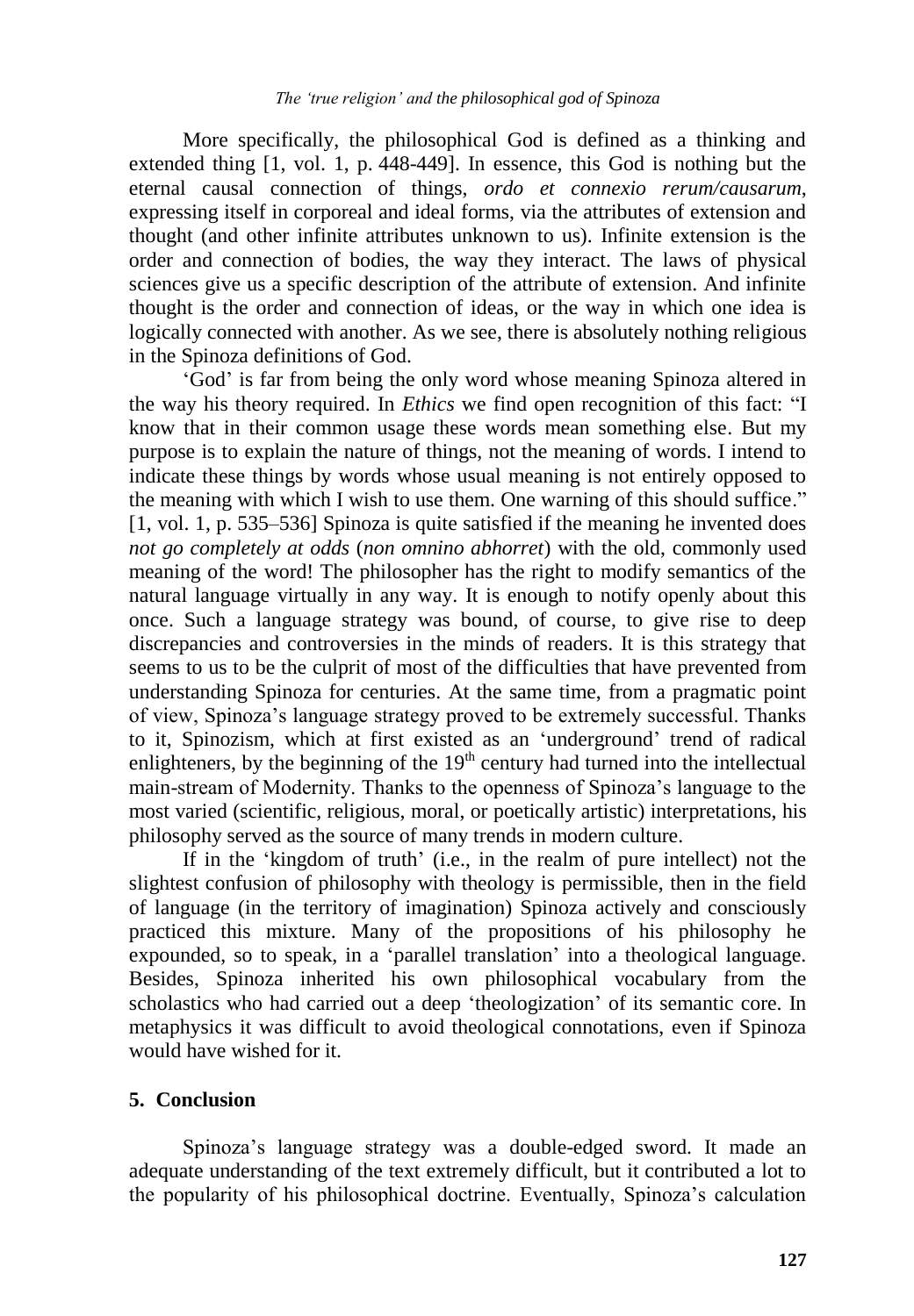More specifically, the philosophical God is defined as a thinking and extended thing [1, vol. 1, p. 448-449]. In essence, this God is nothing but the eternal causal connection of things, *ordo et connexio rerum/causarum*, expressing itself in corporeal and ideal forms, via the attributes of extension and thought (and other infinite attributes unknown to us). Infinite extension is the order and connection of bodies, the way they interact. The laws of physical sciences give us a specific description of the attribute of extension. And infinite thought is the order and connection of ideas, or the way in which one idea is logically connected with another. As we see, there is absolutely nothing religious in the Spinoza definitions of God.

'God' is far from being the only word whose meaning Spinoza altered in the way his theory required. In *Ethics* we find open recognition of this fact: "I know that in their common usage these words mean something else. But my purpose is to explain the nature of things, not the meaning of words. I intend to indicate these things by words whose usual meaning is not entirely opposed to the meaning with which I wish to use them. One warning of this should suffice." [1, vol. 1, p. 535–536] Spinoza is quite satisfied if the meaning he invented does *not go completely at odds* (*non omnino abhorret*) with the old, commonly used meaning of the word! The philosopher has the right to modify semantics of the natural language virtually in any way. It is enough to notify openly about this once. Such a language strategy was bound, of course, to give rise to deep discrepancies and controversies in the minds of readers. It is this strategy that seems to us to be the culprit of most of the difficulties that have prevented from understanding Spinoza for centuries. At the same time, from a pragmatic point of view, Spinoza's language strategy proved to be extremely successful. Thanks to it, Spinozism, which at first existed as an 'underground' trend of radical enlighteners, by the beginning of the 19th century had turned into the intellectual main-stream of Modernity. Thanks to the openness of Spinoza's language to the most varied (scientific, religious, moral, or poetically artistic) interpretations, his philosophy served as the source of many trends in modern culture.

If in the 'kingdom of truth' (i.e., in the realm of pure intellect) not the slightest confusion of philosophy with theology is permissible, then in the field of language (in the territory of imagination) Spinoza actively and consciously practiced this mixture. Many of the propositions of his philosophy he expounded, so to speak, in a 'parallel translation' into a theological language. Besides, Spinoza inherited his own philosophical vocabulary from the scholastics who had carried out a deep 'theologization' of its semantic core. In metaphysics it was difficult to avoid theological connotations, even if Spinoza would have wished for it.

## 5. Conclusion

Spinoza's language strategy was a double-edged sword. It made an adequate understanding of the text extremely difficult, but it contributed a lot to the popularity of his philosophical doctrine. Eventually, Spinoza's calculation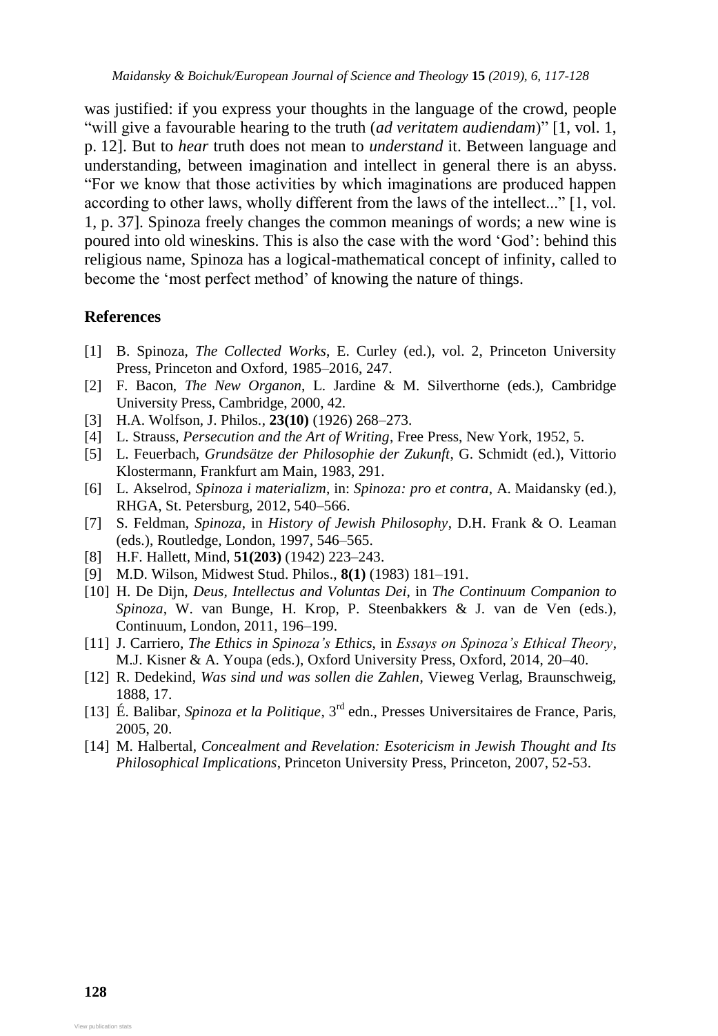was justified: if you express your thoughts in the language of the crowd, people "will give a favourable hearing to the truth (*ad veritatem audiendam*)" [1, vol. 1, p. 12]. But to *hear* truth does not mean to *understand* it. Between language and understanding, between imagination and intellect in general there is an abyss. "For we know that those activities by which imaginations are produced happen according to other laws, wholly different from the laws of the intellect..." [1, vol. 1, p. 37]. Spinoza freely changes the common meanings of words; a new wine is poured into old wineskins. This is also the case with the word 'God': behind this religious name, Spinoza has a logical-mathematical concept of infinity, called to become the 'most perfect method' of knowing the nature of things.

## References

[1] B. Spinoza, *The Collected Works*, E. Curley (ed.), vol. 2, Princeton University Press, Princeton and Oxford, 1985–2016, 247.

[2] F. Bacon, *The New Organon*, L. Jardine & M. Silverthorne (eds.), Cambridge University Press, Cambridge, 2000, 42.

[3] H.A. Wolfson, J. Philos., **23(10)** (1926) 268–273.

[4] L. Strauss, *Persecution and the Art of Writing*, Free Press, New York, 1952, 5.

[5] L. Feuerbach, *Grundsätze der Philosophie der Zukunft*, G. Schmidt (ed.), Vittorio Klostermann, Frankfurt am Main, 1983, 291.

[6] L. Akselrod, *Spinoza i materializm*, in: *Spinoza: pro et contra*, A. Maidansky (ed.), RHGA, St. Petersburg, 2012, 540–566.

[7] S. Feldman, *Spinoza*, in *History of Jewish Philosophy*, D.H. Frank & O. Leaman (eds.), Routledge, London, 1997, 546–565.

[8] H.F. Hallett, Mind, **51(203)** (1942) 223–243.

[9] M.D. Wilson, Midwest Stud. Philos., **8(1)** (1983) 181–191.

[10] H. De Dijn, *Deus, Intellectus and Voluntas Dei*, in *The Continuum Companion to Spinoza*, W. van Bunge, H. Krop, P. Steenbakkers & J. van de Ven (eds.), Continuum, London, 2011, 196–199.

[11] J. Carriero, *The Ethics in Spinoza's Ethics*, in *Essays on Spinoza's Ethical Theory*, M.J. Kisner & A. Youpa (eds.), Oxford University Press, Oxford, 2014, 20–40.

[12] R. Dedekind, *Was sind und was sollen die Zahlen*, Vieweg Verlag, Braunschweig, 1888, 17.

[13] É. Balibar, *Spinoza et la Politique*, 3rd edn., Presses Universitaires de France, Paris, 2005, 20.

[14] M. Halbertal, *Concealment and Revelation: Esotericism in Jewish Thought and Its Philosophical Implications*, Princeton University Press, Princeton, 2007, 52-53.